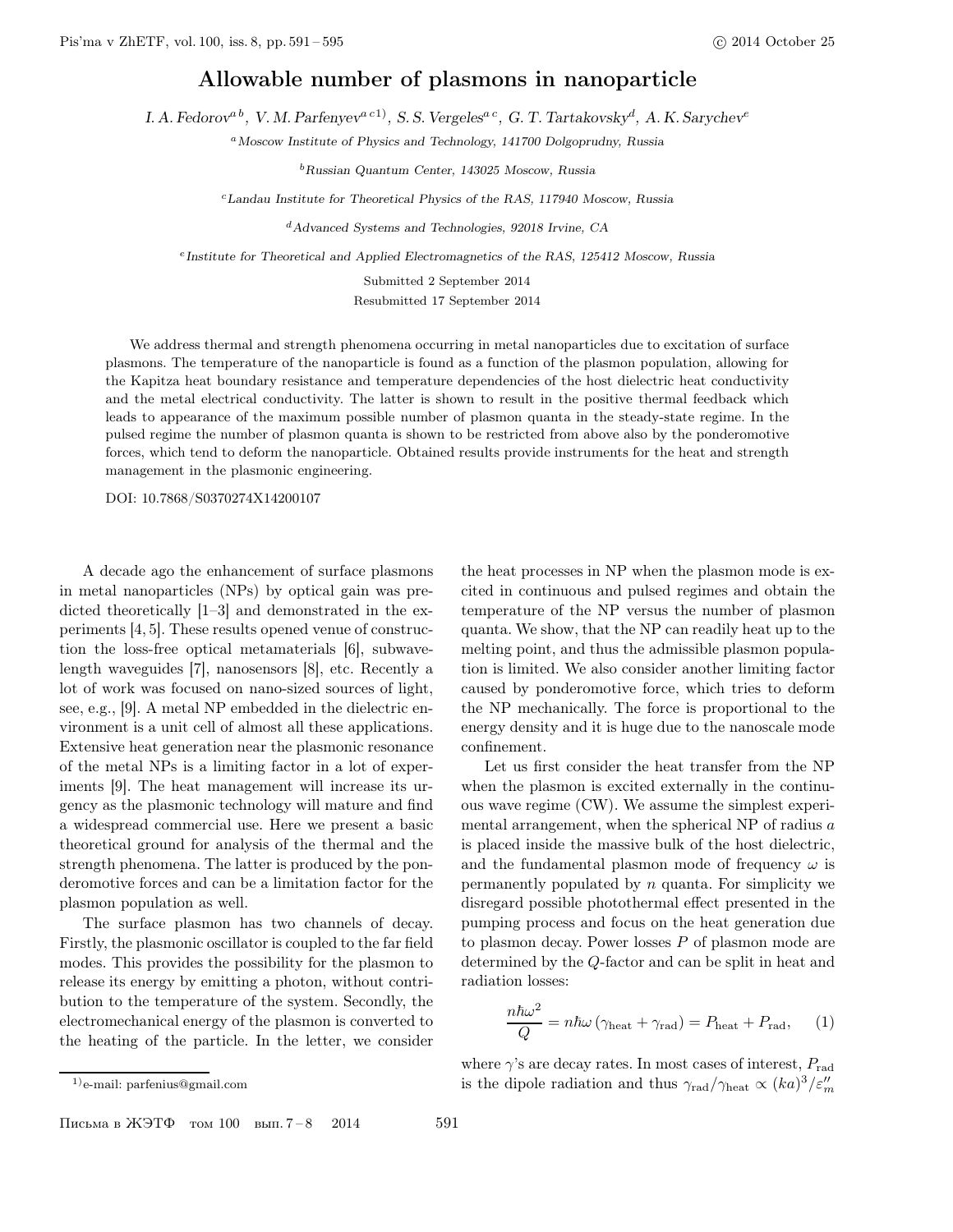# Allowable number of plasmons in nanoparticle

I. A. Fedorov[a b], V. M. Parfenyev[a c 1)], S. S. Vergeles[a c], G. T. Tartakovsky[d], A. K. Sarychev[e]

[a] Moscow Institute of Physics and Technology, 141700 Dolgoprudny, Russia

[b] Russian Quantum Center, 143025 Moscow, Russia

[c] Landau Institute for Theoretical Physics of the RAS, 117940 Moscow, Russia

[d] Advanced Systems and Technologies, 92018 Irvine, CA

[e] Institute for Theoretical and Applied Electromagnetics of the RAS, 125412 Moscow, Russia

Submitted 2 September 2014

Resubmitted 17 September 2014

We address thermal and strength phenomena occurring in metal nanoparticles due to excitation of surface plasmons. The temperature of the nanoparticle is found as a function of the plasmon population, allowing for the Kapitza heat boundary resistance and temperature dependencies of the host dielectric heat conductivity and the metal electrical conductivity. The latter is shown to result in the positive thermal feedback which leads to appearance of the maximum possible number of plasmon quanta in the steady-state regime. In the pulsed regime the number of plasmon quanta is shown to be restricted from above also by the ponderomotive forces, which tend to deform the nanoparticle. Obtained results provide instruments for the heat and strength management in the plasmonic engineering.

DOI: 10.7868/S0370274X14200107

A decade ago the enhancement of surface plasmons in metal nanoparticles (NPs) by optical gain was predicted theoretically [1–3] and demonstrated in the experiments [4, 5]. These results opened venue of construction the loss-free optical metamaterials [6], subwavelength waveguides [7], nanosensors [8], etc. Recently a lot of work was focused on nano-sized sources of light, see, e.g., [9]. A metal NP embedded in the dielectric environment is a unit cell of almost all these applications. Extensive heat generation near the plasmonic resonance of the metal NPs is a limiting factor in a lot of experiments [9]. The heat management will increase its urgency as the plasmonic technology will mature and find a widespread commercial use. Here we present a basic theoretical ground for analysis of the thermal and the strength phenomena. The latter is produced by the ponderomotive forces and can be a limitation factor for the plasmon population as well.

The surface plasmon has two channels of decay. Firstly, the plasmonic oscillator is coupled to the far field modes. This provides the possibility for the plasmon to release its energy by emitting a photon, without contribution to the temperature of the system. Secondly, the electromechanical energy of the plasmon is converted to the heating of the particle. In the letter, we consider the heat processes in NP when the plasmon mode is excited in continuous and pulsed regimes and obtain the temperature of the NP versus the number of plasmon quanta. We show, that the NP can readily heat up to the melting point, and thus the admissible plasmon population is limited. We also consider another limiting factor caused by ponderomotive force, which tries to deform the NP mechanically. The force is proportional to the energy density and it is huge due to the nanoscale mode confinement.

Let us first consider the heat transfer from the NP when the plasmon is excited externally in the continuous wave regime (CW). We assume the simplest experimental arrangement, when the spherical NP of radius $a$ is placed inside the massive bulk of the host dielectric, and the fundamental plasmon mode of frequency $\omega$ is permanently populated by $n$ quanta. For simplicity we disregard possible photothermal effect presented in the pumping process and focus on the heat generation due to plasmon decay. Power losses $P$ of plasmon mode are determined by the $Q$-factor and can be split in heat and radiation losses:

$$\frac{n\hbar\omega^2}{Q} = n\hbar\omega\left(\gamma_{\text{heat}} + \gamma_{\text{rad}}\right) = P_{\text{heat}} + P_{\text{rad}}, \quad (1)$$

where $\gamma$'s are decay rates. In most cases of interest, $P_{\text{rad}}$ is the dipole radiation and thus $\gamma_{\text{rad}}/\gamma_{\text{heat}} \propto (ka)^3/\varepsilon''_m$

1) e-mail: parfenius@gmail.com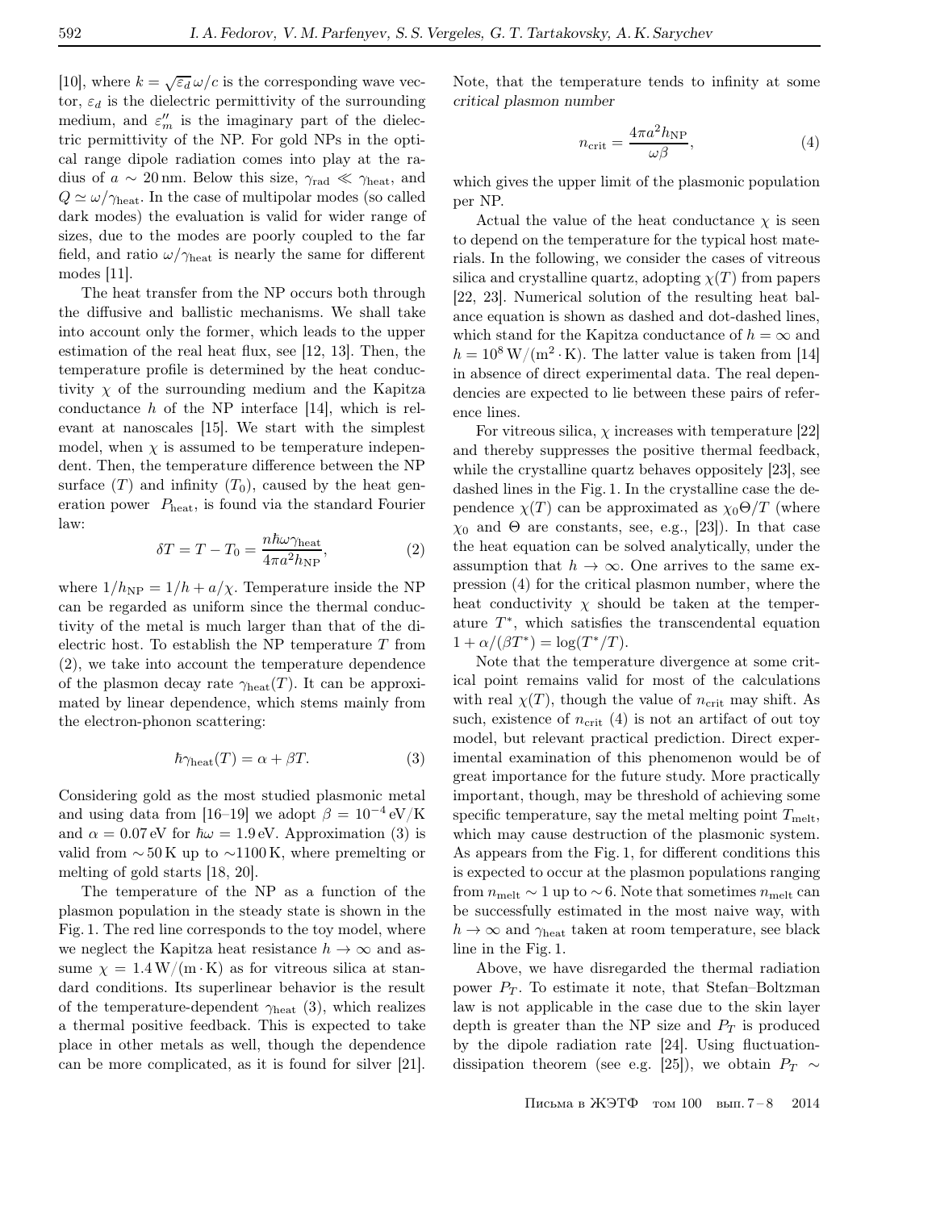[10], where $k = \sqrt{\varepsilon_d}\,\omega/c$ is the corresponding wave vector, $\varepsilon_d$ is the dielectric permittivity of the surrounding medium, and $\varepsilon''_m$ is the imaginary part of the dielectric permittivity of the NP. For gold NPs in the optical range dipole radiation comes into play at the radius of $a \sim 20$ nm. Below this size, $\gamma_{\rm rad} \ll \gamma_{\rm heat}$, and $Q \simeq \omega/\gamma_{\rm heat}$. In the case of multipolar modes (so called dark modes) the evaluation is valid for wider range of sizes, due to the modes are poorly coupled to the far field, and ratio $\omega/\gamma_{\rm heat}$ is nearly the same for different modes [11].

The heat transfer from the NP occurs both through the diffusive and ballistic mechanisms. We shall take into account only the former, which leads to the upper estimation of the real heat flux, see [12, 13]. Then, the temperature profile is determined by the heat conductivity $\chi$ of the surrounding medium and the Kapitza conductance $h$ of the NP interface [14], which is relevant at nanoscales [15]. We start with the simplest model, when $\chi$ is assumed to be temperature independent. Then, the temperature difference between the NP surface ($T$) and infinity ($T_0$), caused by the heat generation power $P_{\rm heat}$, is found via the standard Fourier law:

$$\delta T = T - T_0 = \frac{n\hbar\omega\gamma_{\rm heat}}{4\pi a^2 h_{\rm NP}}, \tag{2}$$

where $1/h_{\rm NP} = 1/h + a/\chi$. Temperature inside the NP can be regarded as uniform since the thermal conductivity of the metal is much larger than that of the dielectric host. To establish the NP temperature $T$ from (2), we take into account the temperature dependence of the plasmon decay rate $\gamma_{\rm heat}(T)$. It can be approximated by linear dependence, which stems mainly from the electron-phonon scattering:

$$\hbar\gamma_{\rm heat}(T) = \alpha + \beta T. \tag{3}$$

Considering gold as the most studied plasmonic metal and using data from [16–19] we adopt $\beta = 10^{-4}$ eV/K and $\alpha = 0.07$ eV for $\hbar\omega = 1.9$ eV. Approximation (3) is valid from $\sim 50$ K up to $\sim 1100$ K, where premelting or melting of gold starts [18, 20].

The temperature of the NP as a function of the plasmon population in the steady state is shown in the Fig. 1. The red line corresponds to the toy model, where we neglect the Kapitza heat resistance $h \to \infty$ and assume $\chi = 1.4$ W/(m·K) as for vitreous silica at standard conditions. Its superlinear behavior is the result of the temperature-dependent $\gamma_{\rm heat}$ (3), which realizes a thermal positive feedback. This is expected to take place in other metals as well, though the dependence can be more complicated, as it is found for silver [21].

Note, that the temperature tends to infinity at some *critical plasmon number*

$$n_{\rm crit} = \frac{4\pi a^2 h_{\rm NP}}{\omega\beta}, \tag{4}$$

which gives the upper limit of the plasmonic population per NP.

Actual the value of the heat conductance $\chi$ is seen to depend on the temperature for the typical host materials. In the following, we consider the cases of vitreous silica and crystalline quartz, adopting $\chi(T)$ from papers [22, 23]. Numerical solution of the resulting heat balance equation is shown as dashed and dot-dashed lines, which stand for the Kapitza conductance of $h = \infty$ and $h = 10^8$ W/(m$^2$·K). The latter value is taken from [14] in absence of direct experimental data. The real dependencies are expected to lie between these pairs of reference lines.

For vitreous silica, $\chi$ increases with temperature [22] and thereby suppresses the positive thermal feedback, while the crystalline quartz behaves oppositely [23], see dashed lines in the Fig. 1. In the crystalline case the dependence $\chi(T)$ can be approximated as $\chi_0\Theta/T$ (where $\chi_0$ and $\Theta$ are constants, see, e.g., [23]). In that case the heat equation can be solved analytically, under the assumption that $h \to \infty$. One arrives to the same expression (4) for the critical plasmon number, where the heat conductivity $\chi$ should be taken at the temperature $T^*$, which satisfies the transcendental equation $1 + \alpha/(\beta T^*) = \log(T^*/T)$.

Note that the temperature divergence at some critical point remains valid for most of the calculations with real $\chi(T)$, though the value of $n_{\rm crit}$ may shift. As such, existence of $n_{\rm crit}$ (4) is not an artifact of out toy model, but relevant practical prediction. Direct experimental examination of this phenomenon would be of great importance for the future study. More practically important, though, may be threshold of achieving some specific temperature, say the metal melting point $T_{\rm melt}$, which may cause destruction of the plasmonic system. As appears from the Fig. 1, for different conditions this is expected to occur at the plasmon populations ranging from $n_{\rm melt} \sim 1$ up to $\sim 6$. Note that sometimes $n_{\rm melt}$ can be successfully estimated in the most naive way, with $h \to \infty$ and $\gamma_{\rm heat}$ taken at room temperature, see black line in the Fig. 1.

Above, we have disregarded the thermal radiation power $P_T$. To estimate it note, that Stefan–Boltzman law is not applicable in the case due to the skin layer depth is greater than the NP size and $P_T$ is produced by the dipole radiation rate [24]. Using fluctuation-dissipation theorem (see e.g. [25]), we obtain $P_T \sim$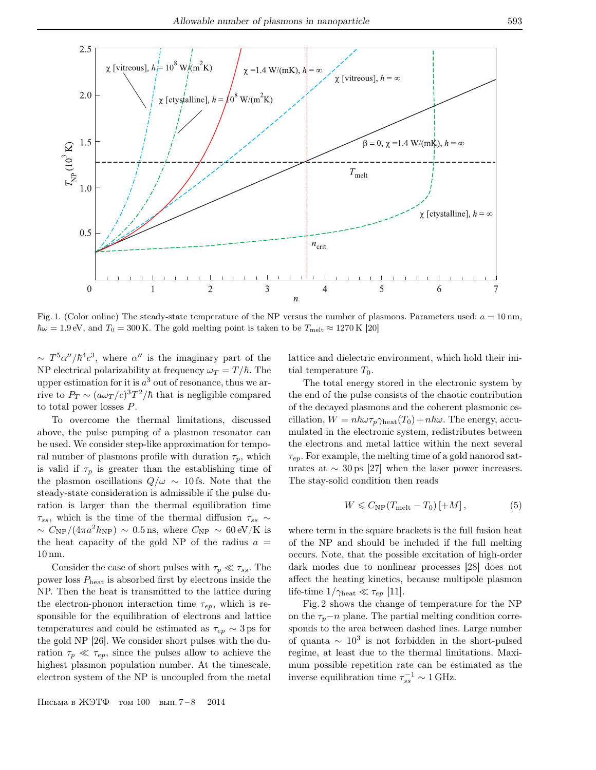Fig. 1. (Color online) The steady-state temperature of the NP versus the number of plasmons. Parameters used: $a = 10$ nm, $\hbar\omega = 1.9$ eV, and $T_0 = 300$ K. The gold melting point is taken to be $T_{\text{melt}} \approx 1270$ K [20]

$\sim T^5\alpha''/\hbar^4c^3$, where $\alpha''$ is the imaginary part of the NP electrical polarizability at frequency $\omega_T = T/\hbar$. The upper estimation for it is $a^3$ out of resonance, thus we arrive to $P_T \sim (a\omega_T/c)^3 T^2/\hbar$ that is negligible compared to total power losses $P$.

To overcome the thermal limitations, discussed above, the pulse pumping of a plasmon resonator can be used. We consider step-like approximation for temporal number of plasmons profile with duration $\tau_p$, which is valid if $\tau_p$ is greater than the establishing time of the plasmon oscillations $Q/\omega \sim 10$ fs. Note that the steady-state consideration is admissible if the pulse duration is larger than the thermal equilibration time $\tau_{ss}$, which is the time of the thermal diffusion $\tau_{ss} \sim \sim C_{\text{NP}}/(4\pi a^2 h_{\text{NP}}) \sim 0.5$ ns, where $C_{\text{NP}} \sim 60$ eV/K is the heat capacity of the gold NP of the radius $a = 10$ nm.

Consider the case of short pulses with $\tau_p \ll \tau_{ss}$. The power loss $P_{\text{heat}}$ is absorbed first by electrons inside the NP. Then the heat is transmitted to the lattice during the electron-phonon interaction time $\tau_{ep}$, which is responsible for the equilibration of electrons and lattice temperatures and could be estimated as $\tau_{ep} \sim 3$ ps for the gold NP [26]. We consider short pulses with the duration $\tau_p \ll \tau_{ep}$, since the pulses allow to achieve the highest plasmon population number. At the timescale, electron system of the NP is uncoupled from the metal lattice and dielectric environment, which hold their initial temperature $T_0$.

The total energy stored in the electronic system by the end of the pulse consists of the chaotic contribution of the decayed plasmons and the coherent plasmonic oscillation, $W = n\hbar\omega\tau_p\gamma_{\text{heat}}(T_0) + n\hbar\omega$. The energy, accumulated in the electronic system, redistributes between the electrons and metal lattice within the next several $\tau_{ep}$. For example, the melting time of a gold nanorod saturates at $\sim 30$ ps [27] when the laser power increases. The stay-solid condition then reads

$$W \leqslant C_{\text{NP}}(T_{\text{melt}} - T_0)\,[+M]\,, \tag{5}$$

where term in the square brackets is the full fusion heat of the NP and should be included if the full melting occurs. Note, that the possible excitation of high-order dark modes due to nonlinear processes [28] does not affect the heating kinetics, because multipole plasmon life-time $1/\gamma_{\text{heat}} \ll \tau_{ep}$ [11].

Fig. 2 shows the change of temperature for the NP on the $\tau_p$–$n$ plane. The partial melting condition corresponds to the area between dashed lines. Large number of quanta $\sim 10^3$ is not forbidden in the short-pulsed regime, at least due to the thermal limitations. Maximum possible repetition rate can be estimated as the inverse equilibration time $\tau_{ss}^{-1} \sim 1$ GHz.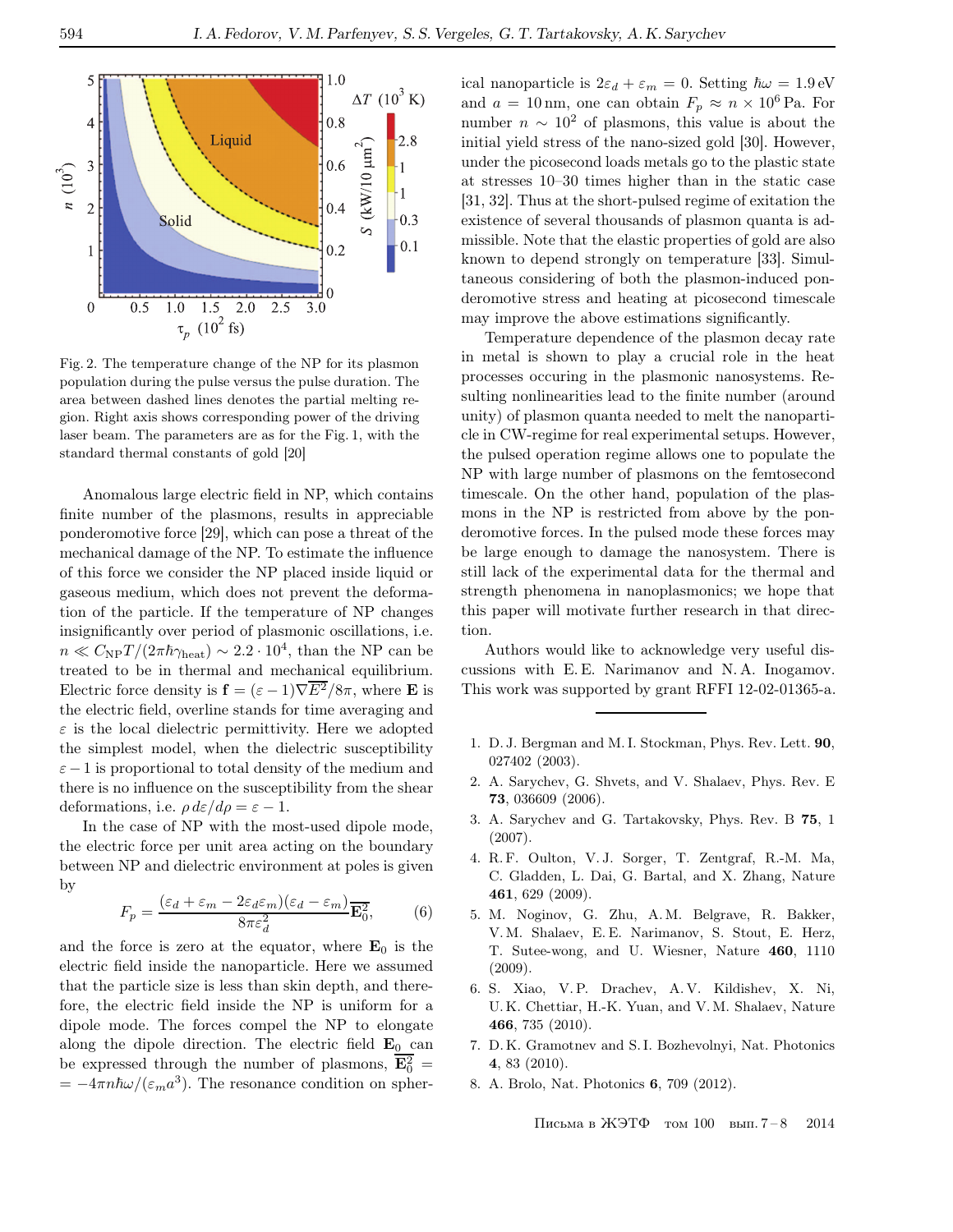Fig. 2. The temperature change of the NP for its plasmon population during the pulse versus the pulse duration. The area between dashed lines denotes the partial melting region. Right axis shows corresponding power of the driving laser beam. The parameters are as for the Fig. 1, with the standard thermal constants of gold [20]

Anomalous large electric field in NP, which contains finite number of the plasmons, results in appreciable ponderomotive force [29], which can pose a threat of the mechanical damage of the NP. To estimate the influence of this force we consider the NP placed inside liquid or gaseous medium, which does not prevent the deformation of the particle. If the temperature of NP changes insignificantly over period of plasmonic oscillations, i.e. $n \ll C_{\rm NP}T/(2\pi\hbar\gamma_{\rm heat}) \sim 2.2\cdot 10^4$, than the NP can be treated to be in thermal and mechanical equilibrium. Electric force density is $\mathbf{f} = (\varepsilon - 1)\nabla\overline{E^2}/8\pi$, where $\mathbf{E}$ is the electric field, overline stands for time averaging and $\varepsilon$ is the local dielectric permittivity. Here we adopted the simplest model, when the dielectric susceptibility $\varepsilon - 1$ is proportional to total density of the medium and there is no influence on the susceptibility from the shear deformations, i.e. $\rho\, d\varepsilon/d\rho = \varepsilon - 1$.

In the case of NP with the most-used dipole mode, the electric force per unit area acting on the boundary between NP and dielectric environment at poles is given by

$$F_p = \frac{(\varepsilon_d + \varepsilon_m - 2\varepsilon_d\varepsilon_m)(\varepsilon_d - \varepsilon_m)}{8\pi\varepsilon_d^2}\overline{\mathbf{E}_0^2}, \qquad (6)$$

and the force is zero at the equator, where $\mathbf{E}_0$ is the electric field inside the nanoparticle. Here we assumed that the particle size is less than skin depth, and therefore, the electric field inside the NP is uniform for a dipole mode. The forces compel the NP to elongate along the dipole direction. The electric field $\mathbf{E}_0$ can be expressed through the number of plasmons, $\overline{\mathbf{E}_0^2} = -4\pi n\hbar\omega/(\varepsilon_m a^3)$. The resonance condition on spherical nanoparticle is $2\varepsilon_d + \varepsilon_m = 0$. Setting $\hbar\omega = 1.9$ eV and $a = 10$ nm, one can obtain $F_p \approx n \times 10^6$ Pa. For number $n \sim 10^2$ of plasmons, this value is about the initial yield stress of the nano-sized gold [30]. However, under the picosecond loads metals go to the plastic state at stresses 10–30 times higher than in the static case [31, 32]. Thus at the short-pulsed regime of exitation the existence of several thousands of plasmon quanta is admissible. Note that the elastic properties of gold are also known to depend strongly on temperature [33]. Simultaneous considering of both the plasmon-induced ponderomotive stress and heating at picosecond timescale may improve the above estimations significantly.

Temperature dependence of the plasmon decay rate in metal is shown to play a crucial role in the heat processes occuring in the plasmonic nanosystems. Resulting nonlinearities lead to the finite number (around unity) of plasmon quanta needed to melt the nanoparticle in CW-regime for real experimental setups. However, the pulsed operation regime allows one to populate the NP with large number of plasmons on the femtosecond timescale. On the other hand, population of the plasmons in the NP is restricted from above by the ponderomotive forces. In the pulsed mode these forces may be large enough to damage the nanosystem. There is still lack of the experimental data for the thermal and strength phenomena in nanoplasmonics; we hope that this paper will motivate further research in that direction.

Authors would like to acknowledge very useful discussions with E. E. Narimanov and N. A. Inogamov. This work was supported by grant RFFI 12-02-01365-a.

1. D. J. Bergman and M. I. Stockman, Phys. Rev. Lett. **90**, 027402 (2003).
2. A. Sarychev, G. Shvets, and V. Shalaev, Phys. Rev. E **73**, 036609 (2006).
3. A. Sarychev and G. Tartakovsky, Phys. Rev. B **75**, 1 (2007).
4. R. F. Oulton, V. J. Sorger, T. Zentgraf, R.-M. Ma, C. Gladden, L. Dai, G. Bartal, and X. Zhang, Nature **461**, 629 (2009).
5. M. Noginov, G. Zhu, A. M. Belgrave, R. Bakker, V. M. Shalaev, E. E. Narimanov, S. Stout, E. Herz, T. Sutee-wong, and U. Wiesner, Nature **460**, 1110 (2009).
6. S. Xiao, V. P. Drachev, A. V. Kildishev, X. Ni, U. K. Chettiar, H.-K. Yuan, and V. M. Shalaev, Nature **466**, 735 (2010).
7. D. K. Gramotnev and S. I. Bozhevolnyi, Nat. Photonics **4**, 83 (2010).
8. A. Brolo, Nat. Photonics **6**, 709 (2012).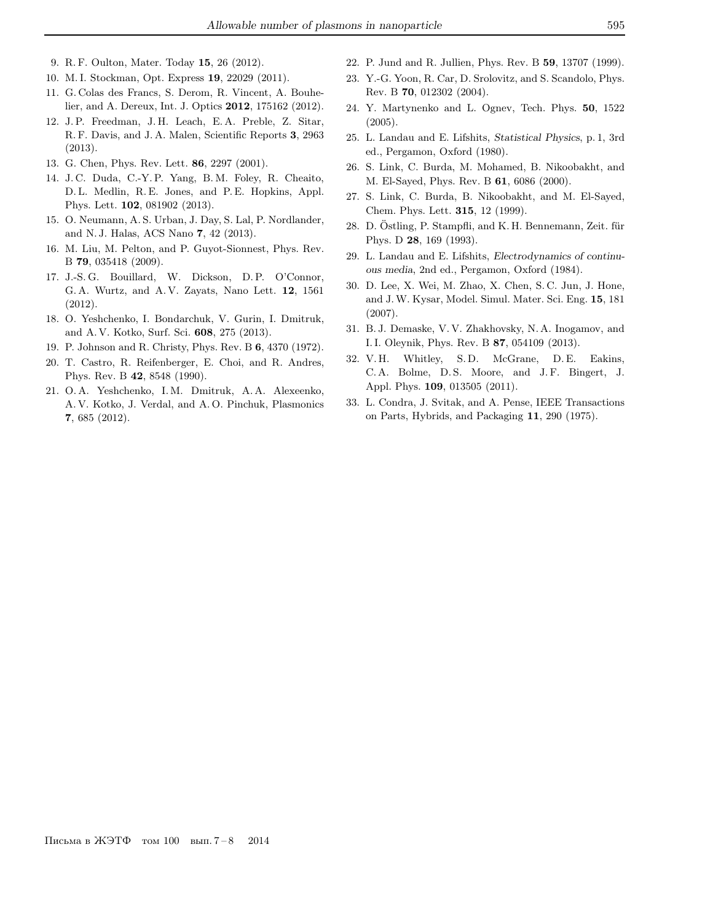9. R. F. Oulton, Mater. Today **15**, 26 (2012).
10. M. I. Stockman, Opt. Express **19**, 22029 (2011).
11. G. Colas des Francs, S. Derom, R. Vincent, A. Bouhelier, and A. Dereux, Int. J. Optics **2012**, 175162 (2012).
12. J. P. Freedman, J. H. Leach, E. A. Preble, Z. Sitar, R. F. Davis, and J. A. Malen, Scientific Reports **3**, 2963 (2013).
13. G. Chen, Phys. Rev. Lett. **86**, 2297 (2001).
14. J. C. Duda, C.-Y. P. Yang, B. M. Foley, R. Cheaito, D. L. Medlin, R. E. Jones, and P. E. Hopkins, Appl. Phys. Lett. **102**, 081902 (2013).
15. O. Neumann, A. S. Urban, J. Day, S. Lal, P. Nordlander, and N. J. Halas, ACS Nano **7**, 42 (2013).
16. M. Liu, M. Pelton, and P. Guyot-Sionnest, Phys. Rev. B **79**, 035418 (2009).
17. J.-S. G. Bouillard, W. Dickson, D. P. O'Connor, G. A. Wurtz, and A. V. Zayats, Nano Lett. **12**, 1561 (2012).
18. O. Yeshchenko, I. Bondarchuk, V. Gurin, I. Dmitruk, and A. V. Kotko, Surf. Sci. **608**, 275 (2013).
19. P. Johnson and R. Christy, Phys. Rev. B **6**, 4370 (1972).
20. T. Castro, R. Reifenberger, E. Choi, and R. Andres, Phys. Rev. B **42**, 8548 (1990).
21. O. A. Yeshchenko, I. M. Dmitruk, A. A. Alexeenko, A. V. Kotko, J. Verdal, and A. O. Pinchuk, Plasmonics **7**, 685 (2012).
22. P. Jund and R. Jullien, Phys. Rev. B **59**, 13707 (1999).
23. Y.-G. Yoon, R. Car, D. Srolovitz, and S. Scandolo, Phys. Rev. B **70**, 012302 (2004).
24. Y. Martynenko and L. Ognev, Tech. Phys. **50**, 1522 (2005).
25. L. Landau and E. Lifshits, *Statistical Physics*, p. 1, 3rd ed., Pergamon, Oxford (1980).
26. S. Link, C. Burda, M. Mohamed, B. Nikoobakht, and M. El-Sayed, Phys. Rev. B **61**, 6086 (2000).
27. S. Link, C. Burda, B. Nikoobakht, and M. El-Sayed, Chem. Phys. Lett. **315**, 12 (1999).
28. D. Östling, P. Stampfli, and K. H. Bennemann, Zeit. für Phys. D **28**, 169 (1993).
29. L. Landau and E. Lifshits, *Electrodynamics of continuous media*, 2nd ed., Pergamon, Oxford (1984).
30. D. Lee, X. Wei, M. Zhao, X. Chen, S. C. Jun, J. Hone, and J. W. Kysar, Model. Simul. Mater. Sci. Eng. **15**, 181 (2007).
31. B. J. Demaske, V. V. Zhakhovsky, N. A. Inogamov, and I. I. Oleynik, Phys. Rev. B **87**, 054109 (2013).
32. V. H. Whitley, S. D. McGrane, D. E. Eakins, C. A. Bolme, D. S. Moore, and J. F. Bingert, J. Appl. Phys. **109**, 013505 (2011).
33. L. Condra, J. Svitak, and A. Pense, IEEE Transactions on Parts, Hybrids, and Packaging **11**, 290 (1975).